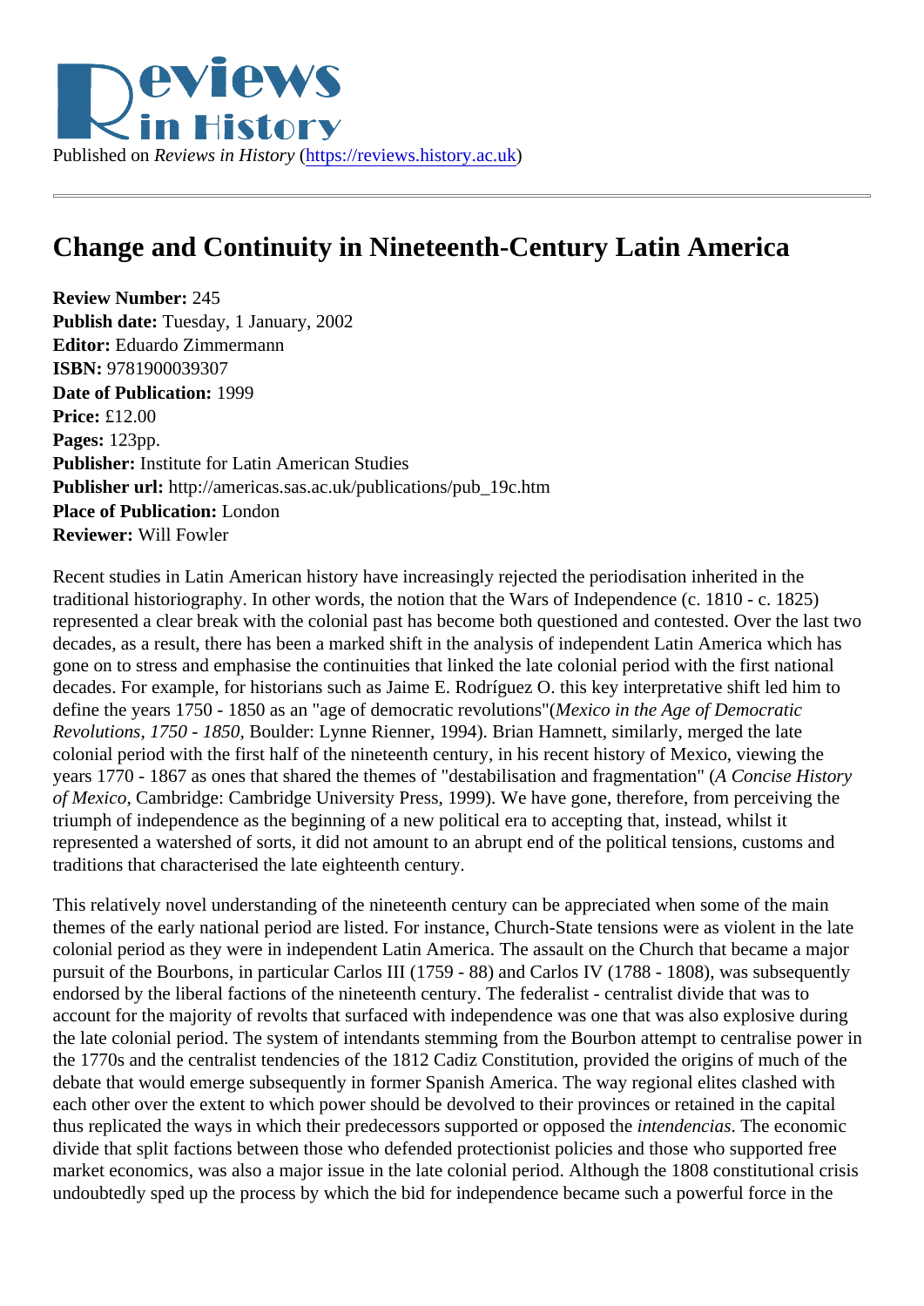Published on *Reviews in History* (https://reviews.history.ac.uk)

# Change and Continuity in Nineteenth-Century Latin America

**Review Number:** 245
**Publish date:** Tuesday, 1 January, 2002
**Editor:** Eduardo Zimmermann
**ISBN:** 9781900039307
**Date of Publication:** 1999
**Price:** £12.00
**Pages:** 123pp.
**Publisher:** Institute for Latin American Studies
**Publisher url:** http://americas.sas.ac.uk/publications/pub_19c.htm
**Place of Publication:** London
**Reviewer:** Will Fowler

Recent studies in Latin American history have increasingly rejected the periodisation inherited in the traditional historiography. In other words, the notion that the Wars of Independence (c. 1810 - c. 1825) represented a clear break with the colonial past has become both questioned and contested. Over the last two decades, as a result, there has been a marked shift in the analysis of independent Latin America which has gone on to stress and emphasise the continuities that linked the late colonial period with the first national decades. For example, for historians such as Jaime E. Rodríguez O. this key interpretative shift led him to define the years 1750 - 1850 as an "age of democratic revolutions"(*Mexico in the Age of Democratic Revolutions, 1750 - 1850,* Boulder: Lynne Rienner, 1994). Brian Hamnett, similarly, merged the late colonial period with the first half of the nineteenth century, in his recent history of Mexico, viewing the years 1770 - 1867 as ones that shared the themes of "destabilisation and fragmentation" (*A Concise History of Mexico,* Cambridge: Cambridge University Press, 1999). We have gone, therefore, from perceiving the triumph of independence as the beginning of a new political era to accepting that, instead, whilst it represented a watershed of sorts, it did not amount to an abrupt end of the political tensions, customs and traditions that characterised the late eighteenth century.

This relatively novel understanding of the nineteenth century can be appreciated when some of the main themes of the early national period are listed. For instance, Church-State tensions were as violent in the late colonial period as they were in independent Latin America. The assault on the Church that became a major pursuit of the Bourbons, in particular Carlos III (1759 - 88) and Carlos IV (1788 - 1808), was subsequently endorsed by the liberal factions of the nineteenth century. The federalist - centralist divide that was to account for the majority of revolts that surfaced with independence was one that was also explosive during the late colonial period. The system of intendants stemming from the Bourbon attempt to centralise power in the 1770s and the centralist tendencies of the 1812 Cadiz Constitution, provided the origins of much of the debate that would emerge subsequently in former Spanish America. The way regional elites clashed with each other over the extent to which power should be devolved to their provinces or retained in the capital thus replicated the ways in which their predecessors supported or opposed the *intendencias*. The economic divide that split factions between those who defended protectionist policies and those who supported free market economics, was also a major issue in the late colonial period. Although the 1808 constitutional crisis undoubtedly sped up the process by which the bid for independence became such a powerful force in the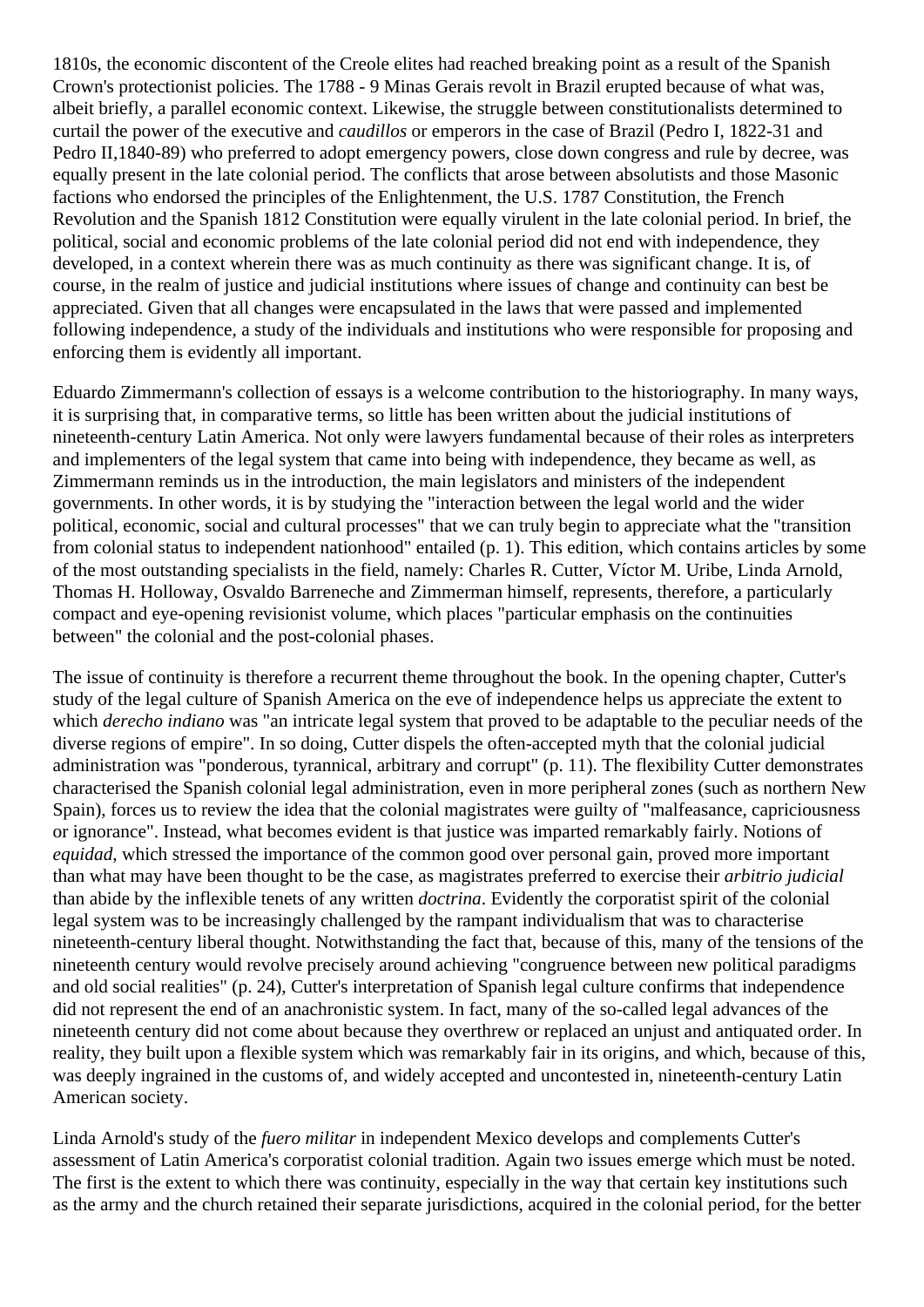1810s, the economic discontent of the Creole elites had reached breaking point as a result of the Spanish Crown's protectionist policies. The 1788 - 9 Minas Gerais revolt in Brazil erupted because of what was, albeit briefly, a parallel economic context. Likewise, the struggle between constitutionalists determined to curtail the power of the executive and *caudillos* or emperors in the case of Brazil (Pedro I, 1822-31 and Pedro II,1840-89) who preferred to adopt emergency powers, close down congress and rule by decree, was equally present in the late colonial period. The conflicts that arose between absolutists and those Masonic factions who endorsed the principles of the Enlightenment, the U.S. 1787 Constitution, the French Revolution and the Spanish 1812 Constitution were equally virulent in the late colonial period. In brief, the political, social and economic problems of the late colonial period did not end with independence, they developed, in a context wherein there was as much continuity as there was significant change. It is, of course, in the realm of justice and judicial institutions where issues of change and continuity can best be appreciated. Given that all changes were encapsulated in the laws that were passed and implemented following independence, a study of the individuals and institutions who were responsible for proposing and enforcing them is evidently all important.

Eduardo Zimmermann's collection of essays is a welcome contribution to the historiography. In many ways, it is surprising that, in comparative terms, so little has been written about the judicial institutions of nineteenth-century Latin America. Not only were lawyers fundamental because of their roles as interpreters and implementers of the legal system that came into being with independence, they became as well, as Zimmermann reminds us in the introduction, the main legislators and ministers of the independent governments. In other words, it is by studying the "interaction between the legal world and the wider political, economic, social and cultural processes" that we can truly begin to appreciate what the "transition from colonial status to independent nationhood" entailed (p. 1). This edition, which contains articles by some of the most outstanding specialists in the field, namely: Charles R. Cutter, Víctor M. Uribe, Linda Arnold, Thomas H. Holloway, Osvaldo Barreneche and Zimmerman himself, represents, therefore, a particularly compact and eye-opening revisionist volume, which places "particular emphasis on the continuities between" the colonial and the post-colonial phases.

The issue of continuity is therefore a recurrent theme throughout the book. In the opening chapter, Cutter's study of the legal culture of Spanish America on the eve of independence helps us appreciate the extent to which *derecho indiano* was "an intricate legal system that proved to be adaptable to the peculiar needs of the diverse regions of empire". In so doing, Cutter dispels the often-accepted myth that the colonial judicial administration was "ponderous, tyrannical, arbitrary and corrupt" (p. 11). The flexibility Cutter demonstrates characterised the Spanish colonial legal administration, even in more peripheral zones (such as northern New Spain), forces us to review the idea that the colonial magistrates were guilty of "malfeasance, capriciousness or ignorance". Instead, what becomes evident is that justice was imparted remarkably fairly. Notions of *equidad*, which stressed the importance of the common good over personal gain, proved more important than what may have been thought to be the case, as magistrates preferred to exercise their *arbitrio judicial* than abide by the inflexible tenets of any written *doctrina*. Evidently the corporatist spirit of the colonial legal system was to be increasingly challenged by the rampant individualism that was to characterise nineteenth-century liberal thought. Notwithstanding the fact that, because of this, many of the tensions of the nineteenth century would revolve precisely around achieving "congruence between new political paradigms and old social realities" (p. 24), Cutter's interpretation of Spanish legal culture confirms that independence did not represent the end of an anachronistic system. In fact, many of the so-called legal advances of the nineteenth century did not come about because they overthrew or replaced an unjust and antiquated order. In reality, they built upon a flexible system which was remarkably fair in its origins, and which, because of this, was deeply ingrained in the customs of, and widely accepted and uncontested in, nineteenth-century Latin American society.

Linda Arnold's study of the *fuero militar* in independent Mexico develops and complements Cutter's assessment of Latin America's corporatist colonial tradition. Again two issues emerge which must be noted. The first is the extent to which there was continuity, especially in the way that certain key institutions such as the army and the church retained their separate jurisdictions, acquired in the colonial period, for the better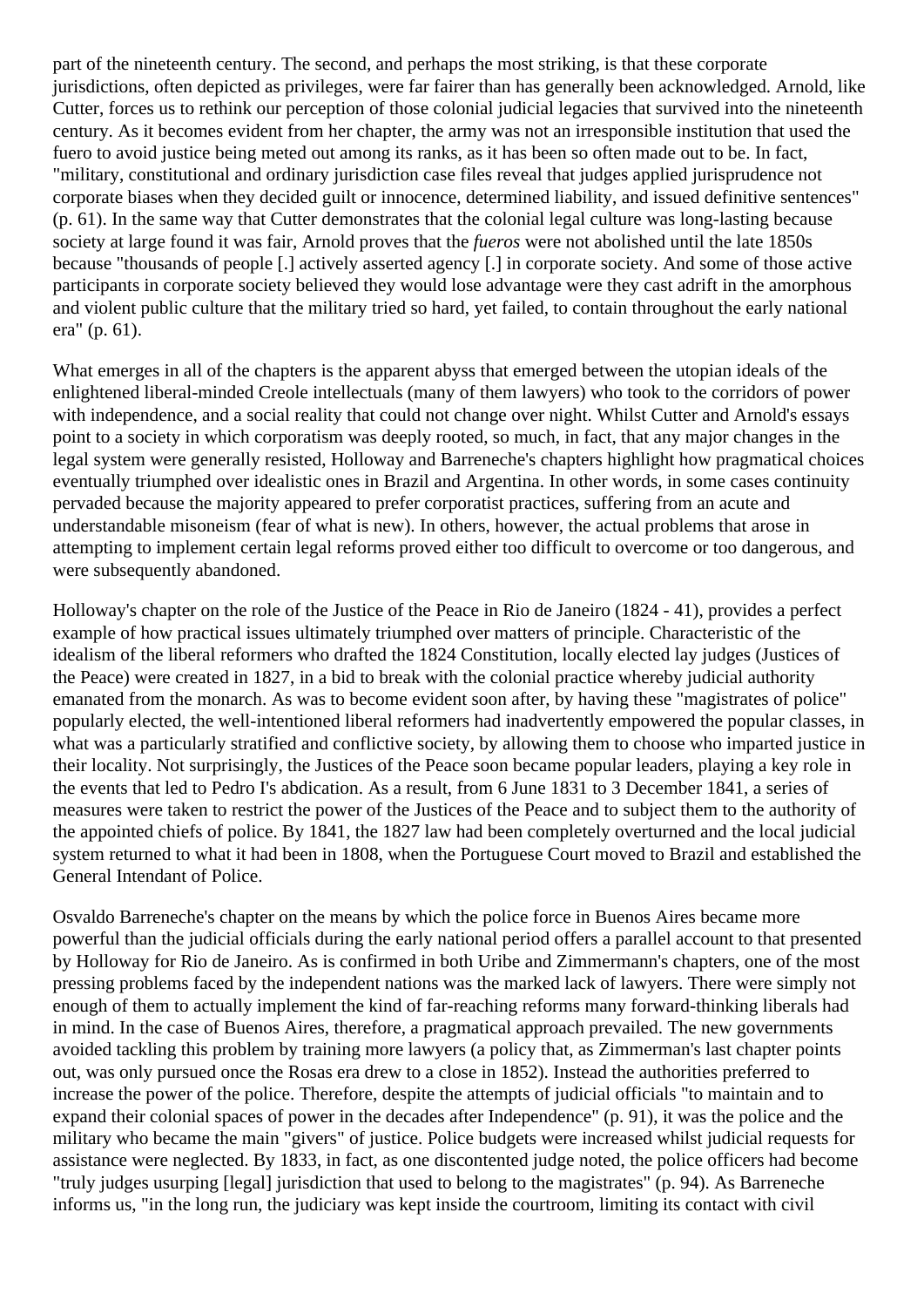part of the nineteenth century. The second, and perhaps the most striking, is that these corporate jurisdictions, often depicted as privileges, were far fairer than has generally been acknowledged. Arnold, like Cutter, forces us to rethink our perception of those colonial judicial legacies that survived into the nineteenth century. As it becomes evident from her chapter, the army was not an irresponsible institution that used the fuero to avoid justice being meted out among its ranks, as it has been so often made out to be. In fact, "military, constitutional and ordinary jurisdiction case files reveal that judges applied jurisprudence not corporate biases when they decided guilt or innocence, determined liability, and issued definitive sentences" (p. 61). In the same way that Cutter demonstrates that the colonial legal culture was long-lasting because society at large found it was fair, Arnold proves that the *fueros* were not abolished until the late 1850s because "thousands of people [.] actively asserted agency [.] in corporate society. And some of those active participants in corporate society believed they would lose advantage were they cast adrift in the amorphous and violent public culture that the military tried so hard, yet failed, to contain throughout the early national era" (p. 61).

What emerges in all of the chapters is the apparent abyss that emerged between the utopian ideals of the enlightened liberal-minded Creole intellectuals (many of them lawyers) who took to the corridors of power with independence, and a social reality that could not change over night. Whilst Cutter and Arnold's essays point to a society in which corporatism was deeply rooted, so much, in fact, that any major changes in the legal system were generally resisted, Holloway and Barreneche's chapters highlight how pragmatical choices eventually triumphed over idealistic ones in Brazil and Argentina. In other words, in some cases continuity pervaded because the majority appeared to prefer corporatist practices, suffering from an acute and understandable misoneism (fear of what is new). In others, however, the actual problems that arose in attempting to implement certain legal reforms proved either too difficult to overcome or too dangerous, and were subsequently abandoned.

Holloway's chapter on the role of the Justice of the Peace in Rio de Janeiro (1824 - 41), provides a perfect example of how practical issues ultimately triumphed over matters of principle. Characteristic of the idealism of the liberal reformers who drafted the 1824 Constitution, locally elected lay judges (Justices of the Peace) were created in 1827, in a bid to break with the colonial practice whereby judicial authority emanated from the monarch. As was to become evident soon after, by having these "magistrates of police" popularly elected, the well-intentioned liberal reformers had inadvertently empowered the popular classes, in what was a particularly stratified and conflictive society, by allowing them to choose who imparted justice in their locality. Not surprisingly, the Justices of the Peace soon became popular leaders, playing a key role in the events that led to Pedro I's abdication. As a result, from 6 June 1831 to 3 December 1841, a series of measures were taken to restrict the power of the Justices of the Peace and to subject them to the authority of the appointed chiefs of police. By 1841, the 1827 law had been completely overturned and the local judicial system returned to what it had been in 1808, when the Portuguese Court moved to Brazil and established the General Intendant of Police.

Osvaldo Barreneche's chapter on the means by which the police force in Buenos Aires became more powerful than the judicial officials during the early national period offers a parallel account to that presented by Holloway for Rio de Janeiro. As is confirmed in both Uribe and Zimmermann's chapters, one of the most pressing problems faced by the independent nations was the marked lack of lawyers. There were simply not enough of them to actually implement the kind of far-reaching reforms many forward-thinking liberals had in mind. In the case of Buenos Aires, therefore, a pragmatical approach prevailed. The new governments avoided tackling this problem by training more lawyers (a policy that, as Zimmerman's last chapter points out, was only pursued once the Rosas era drew to a close in 1852). Instead the authorities preferred to increase the power of the police. Therefore, despite the attempts of judicial officials "to maintain and to expand their colonial spaces of power in the decades after Independence" (p. 91), it was the police and the military who became the main "givers" of justice. Police budgets were increased whilst judicial requests for assistance were neglected. By 1833, in fact, as one discontented judge noted, the police officers had become "truly judges usurping [legal] jurisdiction that used to belong to the magistrates" (p. 94). As Barreneche informs us, "in the long run, the judiciary was kept inside the courtroom, limiting its contact with civil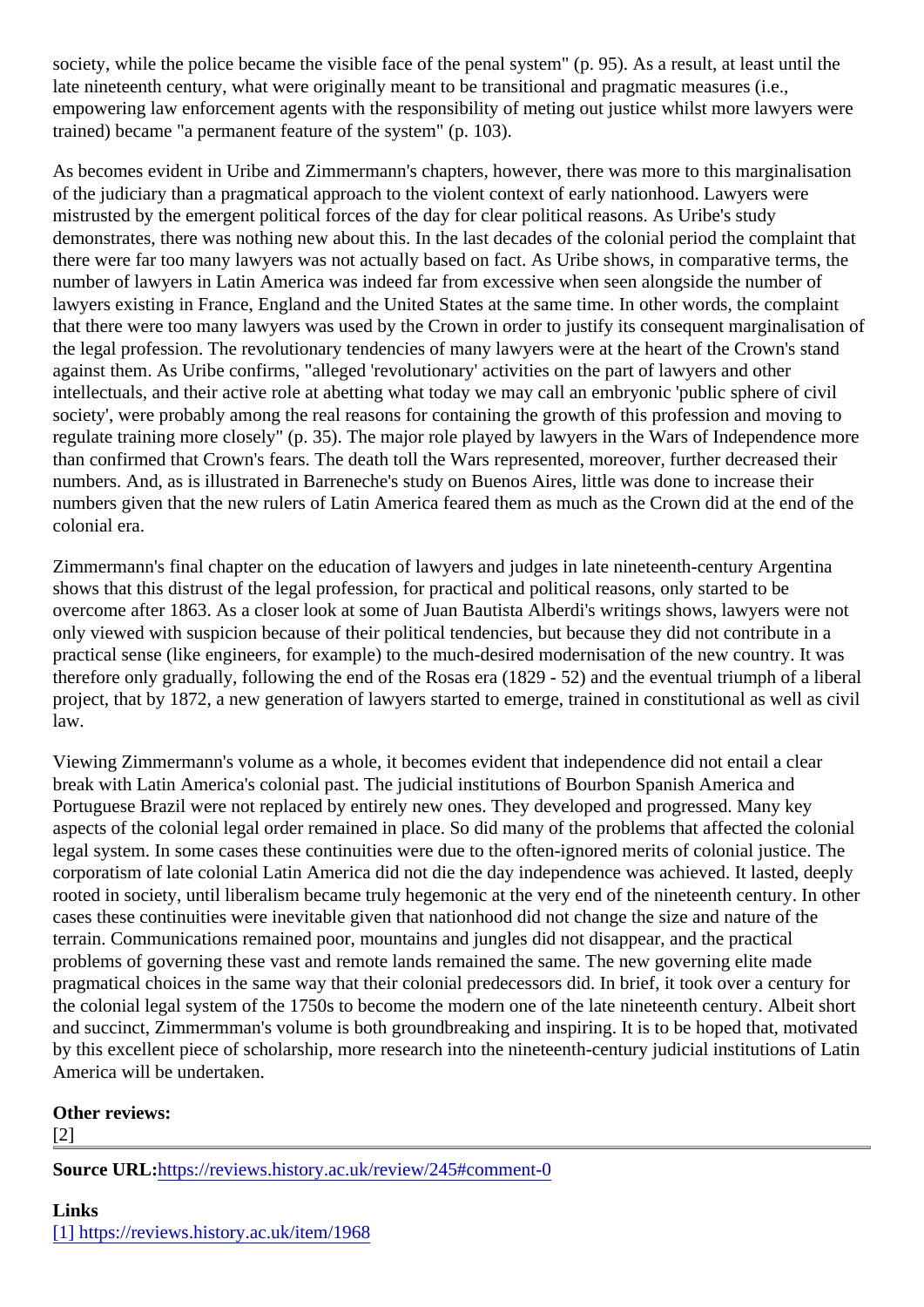society, while the police became the visible face of the penal system" (p. 95). As a result, at least until the late nineteenth century, what were originally meant to be transitional and pragmatic measures (i.e., empowering law enforcement agents with the responsibility of meting out justice whilst more lawyers were trained) became "a permanent feature of the system" (p. 103).

As becomes evident in Uribe and Zimmermann's chapters, however, there was more to this marginalisation of the judiciary than a pragmatical approach to the violent context of early nationhood. Lawyers were mistrusted by the emergent political forces of the day for clear political reasons. As Uribe's study demonstrates, there was nothing new about this. In the last decades of the colonial period the complaint that there were far too many lawyers was not actually based on fact. As Uribe shows, in comparative terms, the number of lawyers in Latin America was indeed far from excessive when seen alongside the number of lawyers existing in France, England and the United States at the same time. In other words, the complaint that there were too many lawyers was used by the Crown in order to justify its consequent marginalisation of the legal profession. The revolutionary tendencies of many lawyers were at the heart of the Crown's stand against them. As Uribe confirms, "alleged 'revolutionary' activities on the part of lawyers and other intellectuals, and their active role at abetting what today we may call an embryonic 'public sphere of civil society', were probably among the real reasons for containing the growth of this profession and moving to regulate training more closely" (p. 35). The major role played by lawyers in the Wars of Independence more than confirmed that Crown's fears. The death toll the Wars represented, moreover, further decreased their numbers. And, as is illustrated in Barreneche's study on Buenos Aires, little was done to increase their numbers given that the new rulers of Latin America feared them as much as the Crown did at the end of the colonial era.

Zimmermann's final chapter on the education of lawyers and judges in late nineteenth-century Argentina shows that this distrust of the legal profession, for practical and political reasons, only started to be overcome after 1863. As a closer look at some of Juan Bautista Alberdi's writings shows, lawyers were not only viewed with suspicion because of their political tendencies, but because they did not contribute in a practical sense (like engineers, for example) to the much-desired modernisation of the new country. It was therefore only gradually, following the end of the Rosas era (1829 - 52) and the eventual triumph of a liberal project, that by 1872, a new generation of lawyers started to emerge, trained in constitutional as well as civil law.

Viewing Zimmermann's volume as a whole, it becomes evident that independence did not entail a clear break with Latin America's colonial past. The judicial institutions of Bourbon Spanish America and Portuguese Brazil were not replaced by entirely new ones. They developed and progressed. Many key aspects of the colonial legal order remained in place. So did many of the problems that affected the colonial legal system. In some cases these continuities were due to the often-ignored merits of colonial justice. The corporatism of late colonial Latin America did not die the day independence was achieved. It lasted, deeply rooted in society, until liberalism became truly hegemonic at the very end of the nineteenth century. In other cases these continuities were inevitable given that nationhood did not change the size and nature of the terrain. Communications remained poor, mountains and jungles did not disappear, and the practical problems of governing these vast and remote lands remained the same. The new governing elite made pragmatical choices in the same way that their colonial predecessors did. In brief, it took over a century for the colonial legal system of the 1750s to become the modern one of the late nineteenth century. Albeit short and succinct, Zimmermman's volume is both groundbreaking and inspiring. It is to be hoped that, motivated by this excellent piece of scholarship, more research into the nineteenth-century judicial institutions of Latin America will be undertaken.

**Other reviews:**
[2]

**Source URL:** https://reviews.history.ac.uk/review/245#comment-0

**Links**
[1] https://reviews.history.ac.uk/item/1968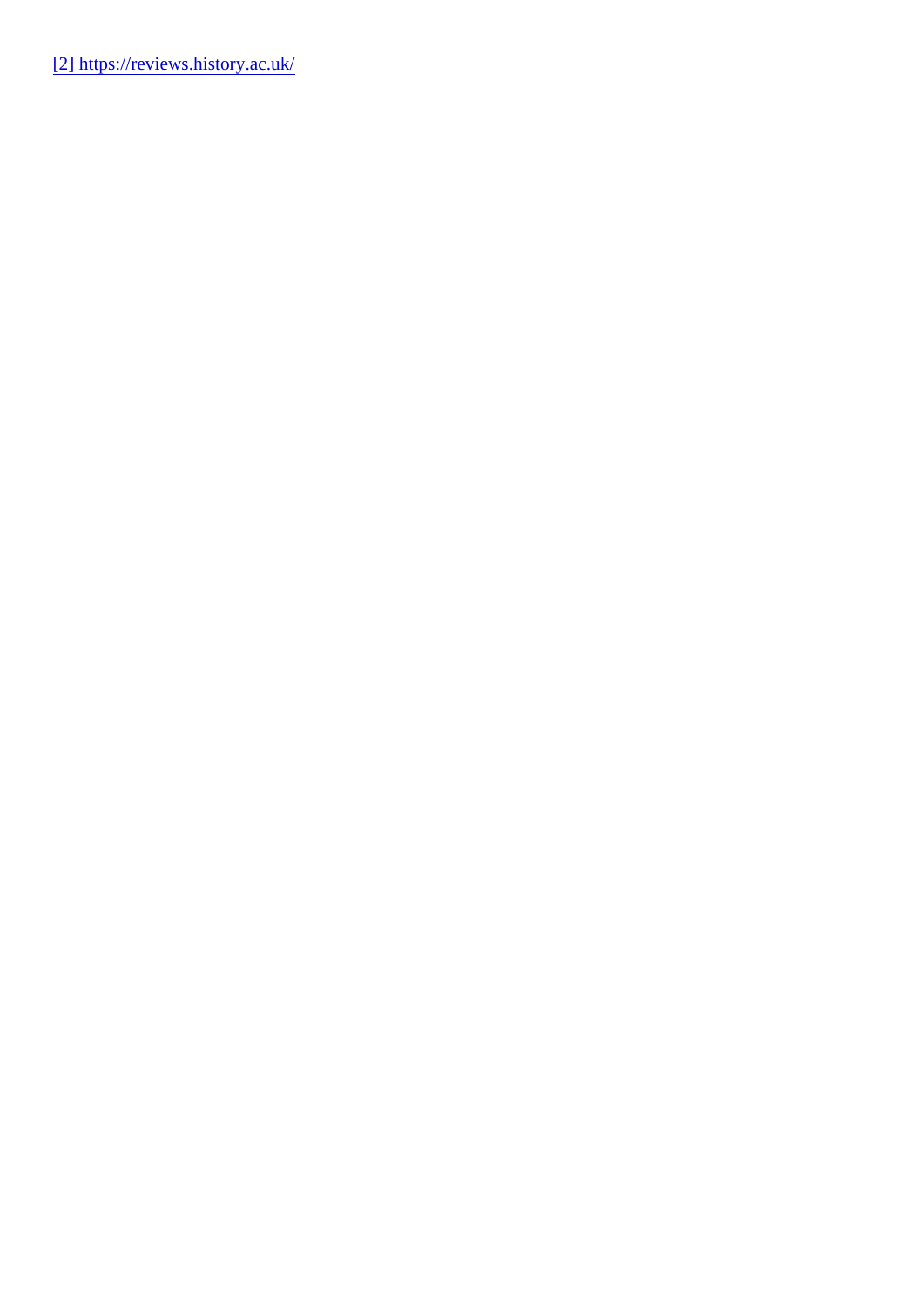[2] https://reviews.history.ac.uk/